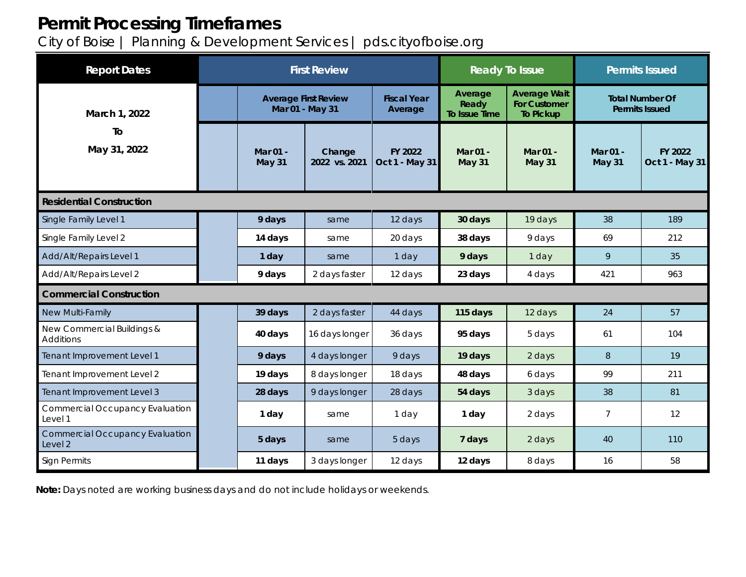# Permit Processing Timeframes

City of Boise | Planning & Development Services | pds.cityofboise.org

| Report Dates | First Review | | | | Ready To Issue | | Permits Issued | |
|---|---|---|---|---|---|---|---|---|
| March 1, 2022 To May 31, 2022 | | Average First Review Mar 01 - May 31 | | Fiscal Year Average | Average Ready To Issue Time | Average Wait For Customer To Pickup | Total Number Of Permits Issued | |
| | | Mar 01 - May 31 | Change 2022 vs. 2021 | FY 2022 Oct 1 - May 31 | Mar 01 - May 31 | Mar 01 - May 31 | Mar 01 - May 31 | FY 2022 Oct 1 - May 31 |
| **Residential Construction** | | | | | | | | |
| Single Family Level 1 | | **9 days** | same | 12 days | **30 days** | 19 days | 38 | 189 |
| Single Family Level 2 | | **14 days** | same | 20 days | **38 days** | 9 days | 69 | 212 |
| Add/Alt/Repairs Level 1 | | **1 day** | same | 1 day | **9 days** | 1 day | 9 | 35 |
| Add/Alt/Repairs Level 2 | | **9 days** | 2 days faster | 12 days | **23 days** | 4 days | 421 | 963 |
| **Commercial Construction** | | | | | | | | |
| New Multi-Family | | **39 days** | 2 days faster | 44 days | **115 days** | 12 days | 24 | 57 |
| New Commercial Buildings & Additions | | **40 days** | 16 days longer | 36 days | **95 days** | 5 days | 61 | 104 |
| Tenant Improvement Level 1 | | **9 days** | 4 days longer | 9 days | **19 days** | 2 days | 8 | 19 |
| Tenant Improvement Level 2 | | **19 days** | 8 days longer | 18 days | **48 days** | 6 days | 99 | 211 |
| Tenant Improvement Level 3 | | **28 days** | 9 days longer | 28 days | **54 days** | 3 days | 38 | 81 |
| Commercial Occupancy Evaluation Level 1 | | **1 day** | same | 1 day | **1 day** | 2 days | 7 | 12 |
| Commercial Occupancy Evaluation Level 2 | | **5 days** | same | 5 days | **7 days** | 2 days | 40 | 110 |
| Sign Permits | | **11 days** | 3 days longer | 12 days | **12 days** | 8 days | 16 | 58 |

**Note:** Days noted are working business days and do not include holidays or weekends.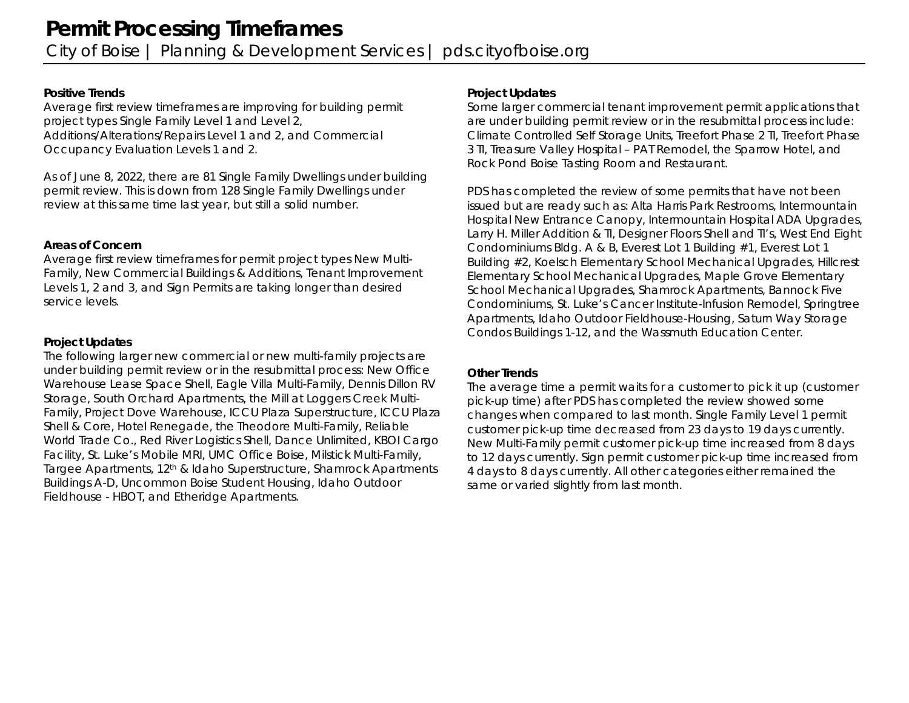# Permit Processing Timeframes

City of Boise | Planning & Development Services | pds.cityofboise.org

**Positive Trends**

Average first review timeframes are improving for building permit project types Single Family Level 1 and Level 2, Additions/Alterations/Repairs Level 1 and 2, and Commercial Occupancy Evaluation Levels 1 and 2.

As of June 8, 2022, there are 81 Single Family Dwellings under building permit review. This is down from 128 Single Family Dwellings under review at this same time last year, but still a solid number.

**Areas of Concern**

Average first review timeframes for permit project types New Multi-Family, New Commercial Buildings & Additions, Tenant Improvement Levels 1, 2 and 3, and Sign Permits are taking longer than desired service levels.

**Project Updates**

The following larger new commercial or new multi-family projects are under building permit review or in the resubmittal process: New Office Warehouse Lease Space Shell, Eagle Villa Multi-Family, Dennis Dillon RV Storage, South Orchard Apartments, the Mill at Loggers Creek Multi-Family, Project Dove Warehouse, ICCU Plaza Superstructure, ICCU Plaza Shell & Core, Hotel Renegade, the Theodore Multi-Family, Reliable World Trade Co., Red River Logistics Shell, Dance Unlimited, KBOI Cargo Facility, St. Luke's Mobile MRI, UMC Office Boise, Milstick Multi-Family, Targee Apartments, 12th & Idaho Superstructure, Shamrock Apartments Buildings A-D, Uncommon Boise Student Housing, Idaho Outdoor Fieldhouse - HBOT, and Etheridge Apartments.

**Project Updates**

Some larger commercial tenant improvement permit applications that are under building permit review or in the resubmittal process include: Climate Controlled Self Storage Units, Treefort Phase 2 TI, Treefort Phase 3 TI, Treasure Valley Hospital – PAT Remodel, the Sparrow Hotel, and Rock Pond Boise Tasting Room and Restaurant.

PDS has completed the review of some permits that have not been issued but are ready such as: Alta Harris Park Restrooms, Intermountain Hospital New Entrance Canopy, Intermountain Hospital ADA Upgrades, Larry H. Miller Addition & TI, Designer Floors Shell and TI's, West End Eight Condominiums Bldg. A & B, Everest Lot 1 Building #1, Everest Lot 1 Building #2, Koelsch Elementary School Mechanical Upgrades, Hillcrest Elementary School Mechanical Upgrades, Maple Grove Elementary School Mechanical Upgrades, Shamrock Apartments, Bannock Five Condominiums, St. Luke's Cancer Institute-Infusion Remodel, Springtree Apartments, Idaho Outdoor Fieldhouse-Housing, Saturn Way Storage Condos Buildings 1-12, and the Wassmuth Education Center.

**Other Trends**

The average time a permit waits for a customer to pick it up (customer pick-up time) after PDS has completed the review showed some changes when compared to last month. Single Family Level 1 permit customer pick-up time decreased from 23 days to 19 days currently. New Multi-Family permit customer pick-up time increased from 8 days to 12 days currently. Sign permit customer pick-up time increased from 4 days to 8 days currently. All other categories either remained the same or varied slightly from last month.